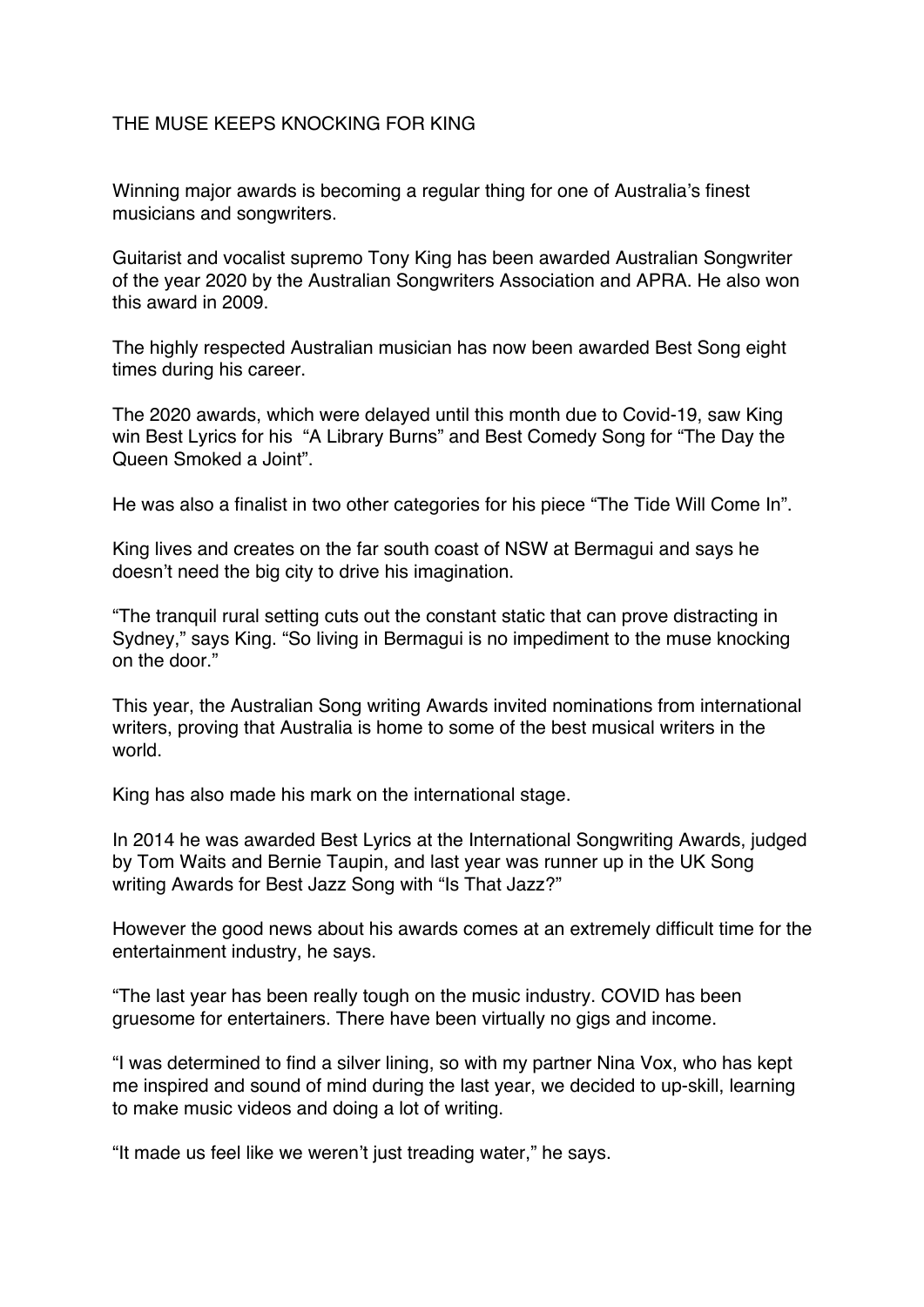# THE MUSE KEEPS KNOCKING FOR KING

Winning major awards is becoming a regular thing for one of Australia's finest musicians and songwriters.

Guitarist and vocalist supremo Tony King has been awarded Australian Songwriter of the year 2020 by the Australian Songwriters Association and APRA. He also won this award in 2009.

The highly respected Australian musician has now been awarded Best Song eight times during his career.

The 2020 awards, which were delayed until this month due to Covid-19, saw King win Best Lyrics for his "A Library Burns" and Best Comedy Song for "The Day the Queen Smoked a Joint".

He was also a finalist in two other categories for his piece "The Tide Will Come In".

King lives and creates on the far south coast of NSW at Bermagui and says he doesn't need the big city to drive his imagination.

"The tranquil rural setting cuts out the constant static that can prove distracting in Sydney," says King. "So living in Bermagui is no impediment to the muse knocking on the door."

This year, the Australian Song writing Awards invited nominations from international writers, proving that Australia is home to some of the best musical writers in the world.

King has also made his mark on the international stage.

In 2014 he was awarded Best Lyrics at the International Songwriting Awards, judged by Tom Waits and Bernie Taupin, and last year was runner up in the UK Song writing Awards for Best Jazz Song with "Is That Jazz?"

However the good news about his awards comes at an extremely difficult time for the entertainment industry, he says.

"The last year has been really tough on the music industry. COVID has been gruesome for entertainers. There have been virtually no gigs and income.

"I was determined to find a silver lining, so with my partner Nina Vox, who has kept me inspired and sound of mind during the last year, we decided to up-skill, learning to make music videos and doing a lot of writing.

"It made us feel like we weren't just treading water," he says.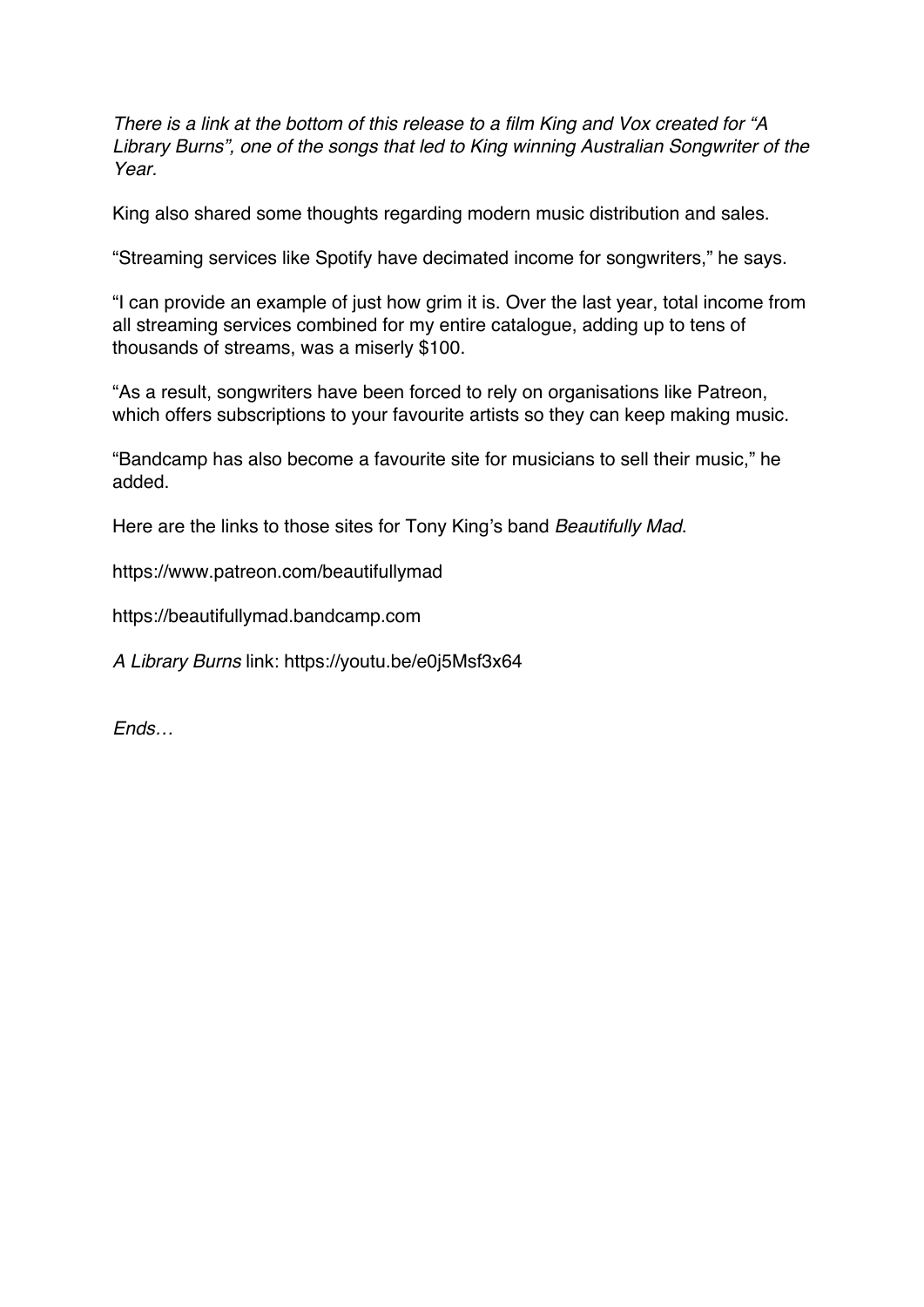*There is a link at the bottom of this release to a film King and Vox created for "A Library Burns", one of the songs that led to King winning Australian Songwriter of the Year.*

King also shared some thoughts regarding modern music distribution and sales.

"Streaming services like Spotify have decimated income for songwriters," he says.

"I can provide an example of just how grim it is. Over the last year, total income from all streaming services combined for my entire catalogue, adding up to tens of thousands of streams, was a miserly $100.

"As a result, songwriters have been forced to rely on organisations like Patreon, which offers subscriptions to your favourite artists so they can keep making music.

"Bandcamp has also become a favourite site for musicians to sell their music," he added.

Here are the links to those sites for Tony King's band *Beautifully Mad*.

https://www.patreon.com/beautifullymad

https://beautifullymad.bandcamp.com

*A Library Burns* link: https://youtu.be/e0j5Msf3x64

*Ends…*